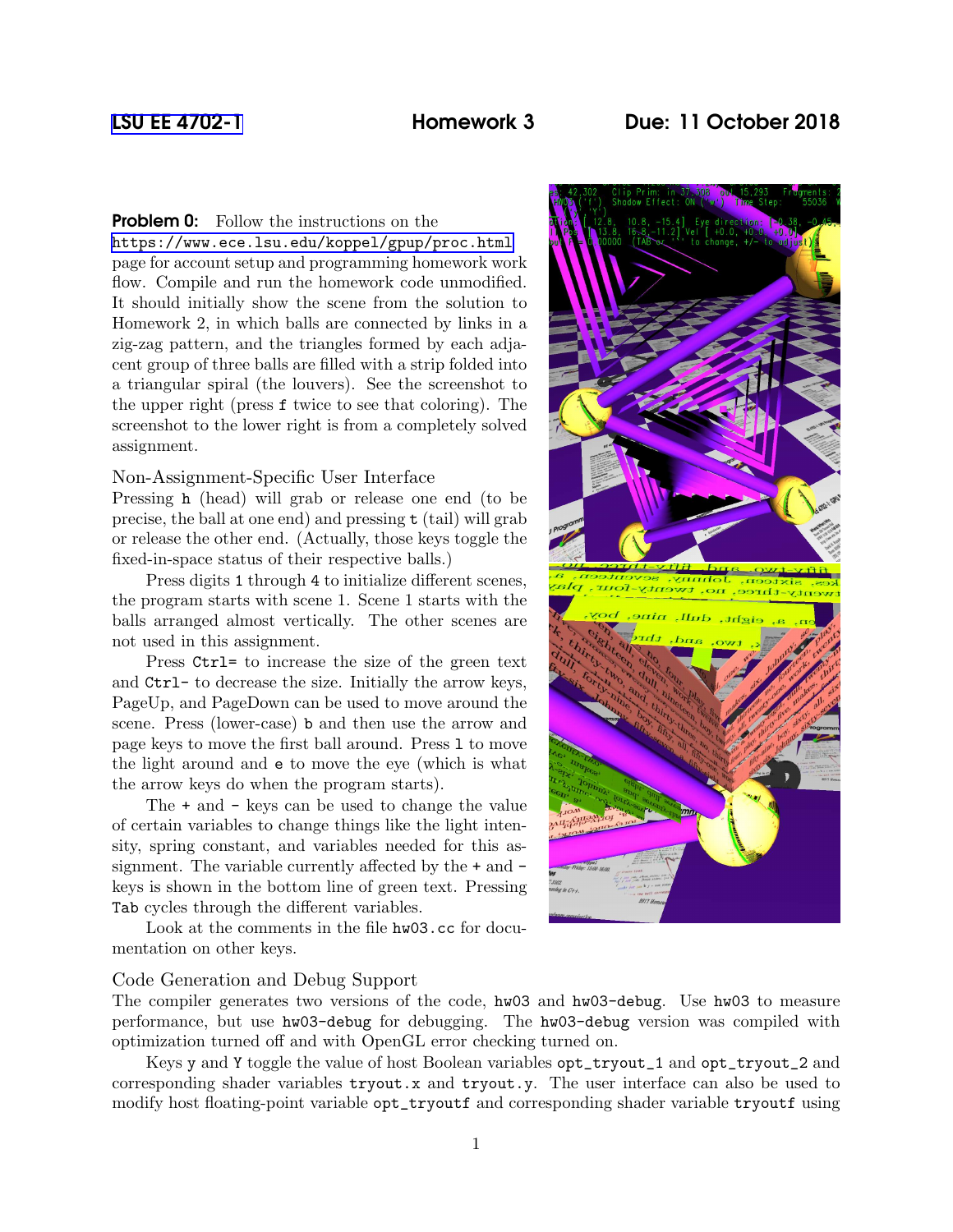LSU EE 4702-1 **Homework 3** **Due: 11 October 2018**

**Problem 0:** Follow the instructions on the https://www.ece.lsu.edu/koppel/gpup/proc.html page for account setup and programming homework work flow. Compile and run the homework code unmodified. It should initially show the scene from the solution to Homework 2, in which balls are connected by links in a zig-zag pattern, and the triangles formed by each adjacent group of three balls are filled with a strip folded into a triangular spiral (the louvers). See the screenshot to the upper right (press `f` twice to see that coloring). The screenshot to the lower right is from a completely solved assignment.

### Non-Assignment-Specific User Interface

Pressing `h` (head) will grab or release one end (to be precise, the ball at one end) and pressing `t` (tail) will grab or release the other end. (Actually, those keys toggle the fixed-in-space status of their respective balls.)

Press digits `1` through `4` to initialize different scenes, the program starts with scene 1. Scene 1 starts with the balls arranged almost vertically. The other scenes are not used in this assignment.

Press `Ctrl=` to increase the size of the green text and `Ctrl-` to decrease the size. Initially the arrow keys, PageUp, and PageDown can be used to move around the scene. Press (lower-case) `b` and then use the arrow and page keys to move the first ball around. Press `l` to move the light around and `e` to move the eye (which is what the arrow keys do when the program starts).

The `+` and `-` keys can be used to change the value of certain variables to change things like the light intensity, spring constant, and variables needed for this assignment. The variable currently affected by the `+` and `-` keys is shown in the bottom line of green text. Pressing `Tab` cycles through the different variables.

Look at the comments in the file `hw03.cc` for documentation on other keys.

### Code Generation and Debug Support

The compiler generates two versions of the code, `hw03` and `hw03-debug`. Use `hw03` to measure performance, but use `hw03-debug` for debugging. The `hw03-debug` version was compiled with optimization turned off and with OpenGL error checking turned on.

Keys `y` and `Y` toggle the value of host Boolean variables `opt_tryout_1` and `opt_tryout_2` and corresponding shader variables `tryout.x` and `tryout.y`. The user interface can also be used to modify host floating-point variable `opt_tryoutf` and corresponding shader variable `tryoutf` using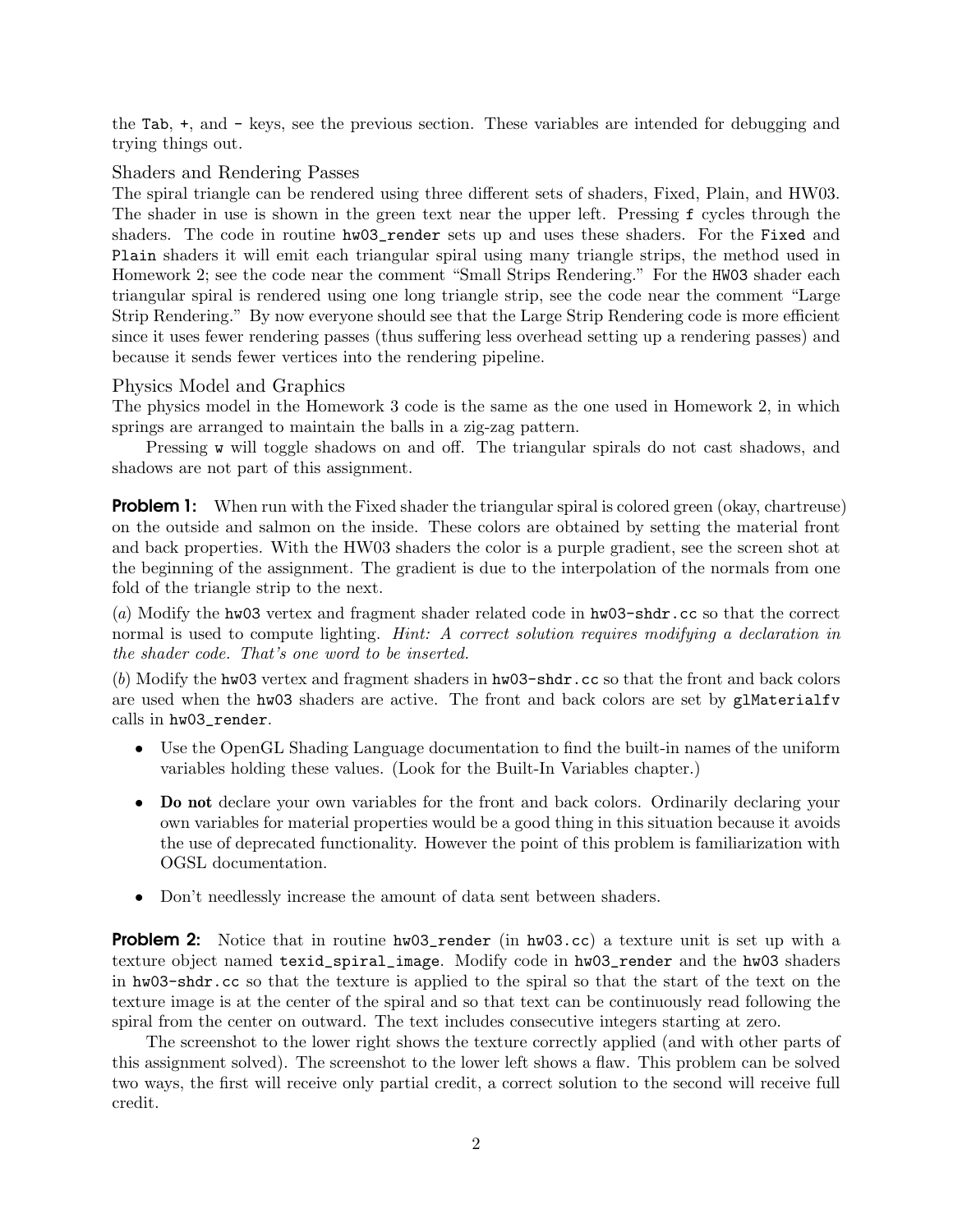the `Tab`, `+`, and `-` keys, see the previous section. These variables are intended for debugging and trying things out.

### Shaders and Rendering Passes

The spiral triangle can be rendered using three different sets of shaders, Fixed, Plain, and HW03. The shader in use is shown in the green text near the upper left. Pressing `f` cycles through the shaders. The code in routine `hw03_render` sets up and uses these shaders. For the `Fixed` and `Plain` shaders it will emit each triangular spiral using many triangle strips, the method used in Homework 2; see the code near the comment "Small Strips Rendering." For the `HW03` shader each triangular spiral is rendered using one long triangle strip, see the code near the comment "Large Strip Rendering." By now everyone should see that the Large Strip Rendering code is more efficient since it uses fewer rendering passes (thus suffering less overhead setting up a rendering passes) and because it sends fewer vertices into the rendering pipeline.

### Physics Model and Graphics

The physics model in the Homework 3 code is the same as the one used in Homework 2, in which springs are arranged to maintain the balls in a zig-zag pattern.

Pressing `w` will toggle shadows on and off. The triangular spirals do not cast shadows, and shadows are not part of this assignment.

**Problem 1:** When run with the Fixed shader the triangular spiral is colored green (okay, chartreuse) on the outside and salmon on the inside. These colors are obtained by setting the material front and back properties. With the HW03 shaders the color is a purple gradient, see the screen shot at the beginning of the assignment. The gradient is due to the interpolation of the normals from one fold of the triangle strip to the next.

(*a*) Modify the `hw03` vertex and fragment shader related code in `hw03-shdr.cc` so that the correct normal is used to compute lighting. *Hint: A correct solution requires modifying a declaration in the shader code. That's one word to be inserted.*

(*b*) Modify the `hw03` vertex and fragment shaders in `hw03-shdr.cc` so that the front and back colors are used when the `hw03` shaders are active. The front and back colors are set by `glMaterialfv` calls in `hw03_render`.

- Use the OpenGL Shading Language documentation to find the built-in names of the uniform variables holding these values. (Look for the Built-In Variables chapter.)
- **Do not** declare your own variables for the front and back colors. Ordinarily declaring your own variables for material properties would be a good thing in this situation because it avoids the use of deprecated functionality. However the point of this problem is familiarization with OGSL documentation.
- Don't needlessly increase the amount of data sent between shaders.

**Problem 2:** Notice that in routine `hw03_render` (in `hw03.cc`) a texture unit is set up with a texture object named `texid_spiral_image`. Modify code in `hw03_render` and the `hw03` shaders in `hw03-shdr.cc` so that the texture is applied to the spiral so that the start of the text on the texture image is at the center of the spiral and so that text can be continuously read following the spiral from the center on outward. The text includes consecutive integers starting at zero.

The screenshot to the lower right shows the texture correctly applied (and with other parts of this assignment solved). The screenshot to the lower left shows a flaw. This problem can be solved two ways, the first will receive only partial credit, a correct solution to the second will receive full credit.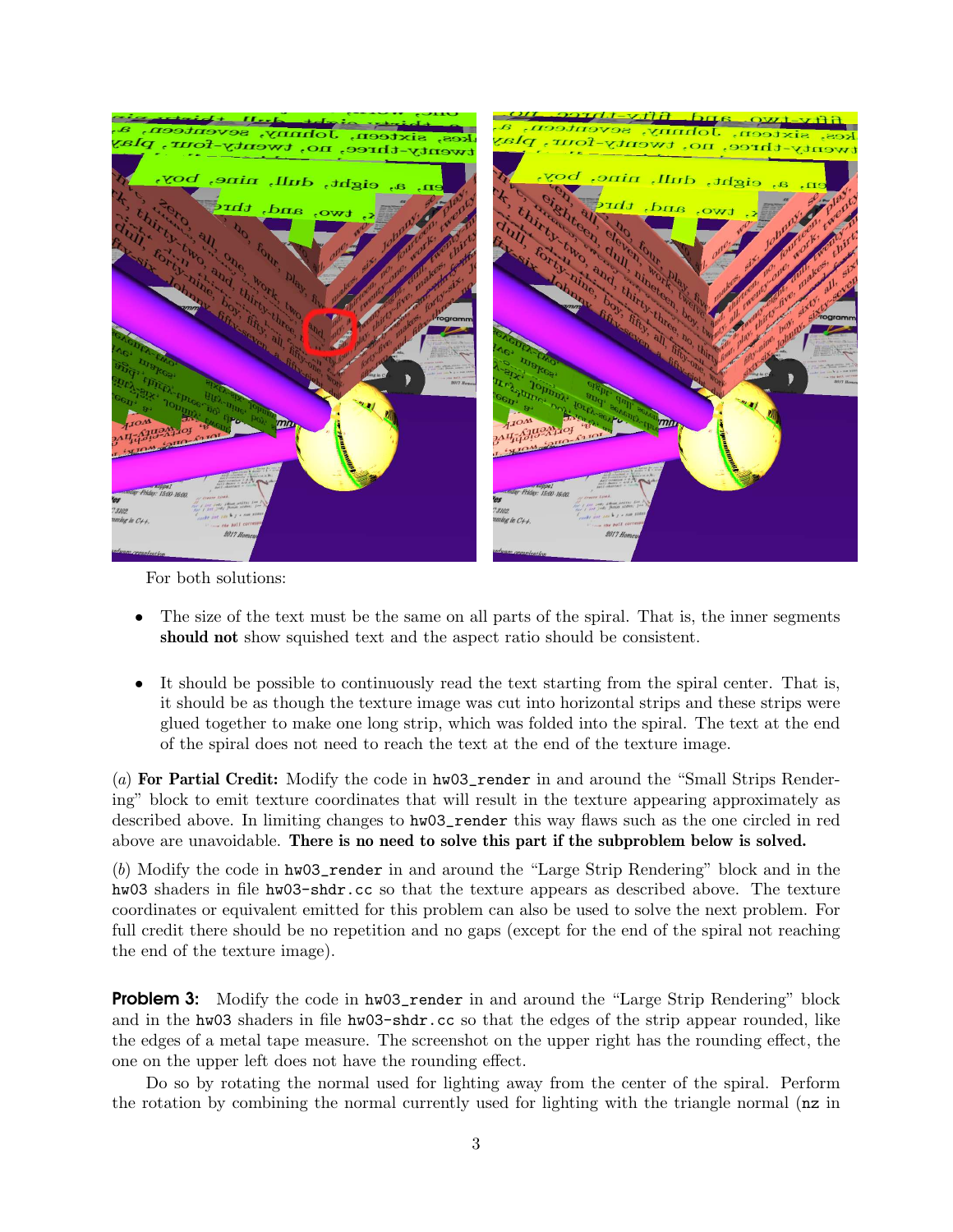For both solutions:

- The size of the text must be the same on all parts of the spiral. That is, the inner segments **should not** show squished text and the aspect ratio should be consistent.

- It should be possible to continuously read the text starting from the spiral center. That is, it should be as though the texture image was cut into horizontal strips and these strips were glued together to make one long strip, which was folded into the spiral. The text at the end of the spiral does not need to reach the text at the end of the texture image.

(*a*) **For Partial Credit:** Modify the code in `hw03_render` in and around the "Small Strips Rendering" block to emit texture coordinates that will result in the texture appearing approximately as described above. In limiting changes to `hw03_render` this way flaws such as the one circled in red above are unavoidable. **There is no need to solve this part if the subproblem below is solved.**

(*b*) Modify the code in `hw03_render` in and around the "Large Strip Rendering" block and in the `hw03` shaders in file `hw03-shdr.cc` so that the texture appears as described above. The texture coordinates or equivalent emitted for this problem can also be used to solve the next problem. For full credit there should be no repetition and no gaps (except for the end of the spiral not reaching the end of the texture image).

**Problem 3:** Modify the code in `hw03_render` in and around the "Large Strip Rendering" block and in the `hw03` shaders in file `hw03-shdr.cc` so that the edges of the strip appear rounded, like the edges of a metal tape measure. The screenshot on the upper right has the rounding effect, the one on the upper left does not have the rounding effect.

Do so by rotating the normal used for lighting away from the center of the spiral. Perform the rotation by combining the normal currently used for lighting with the triangle normal (`nz` in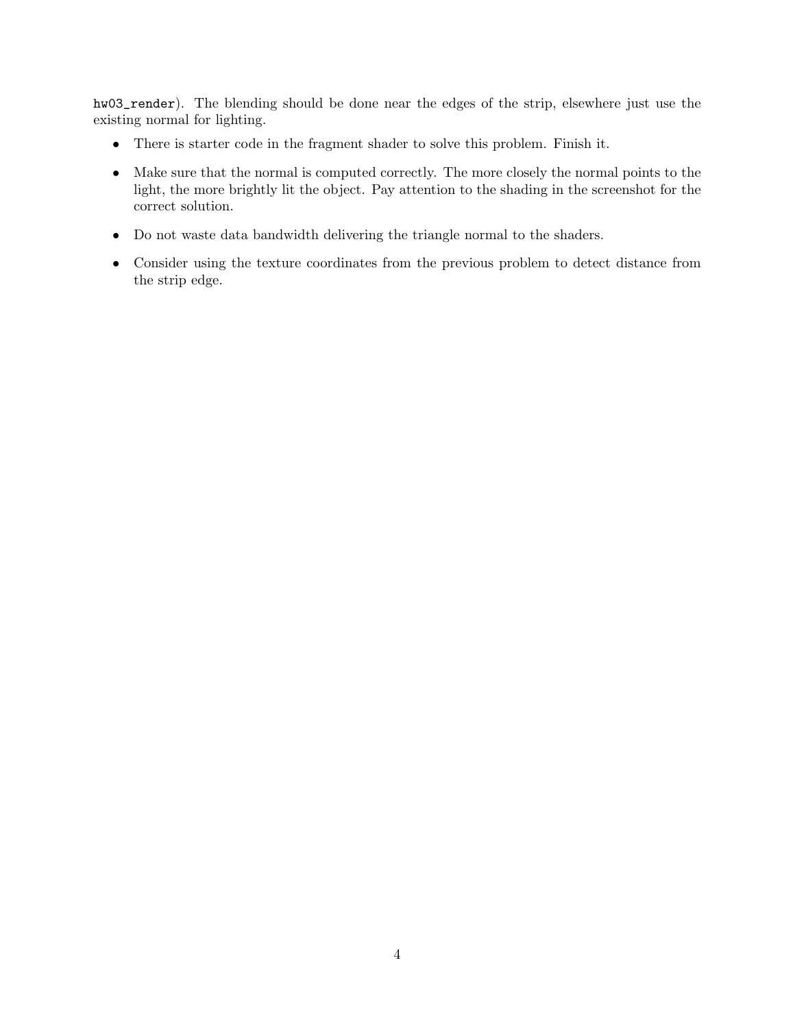`hw03_render`). The blending should be done near the edges of the strip, elsewhere just use the existing normal for lighting.

- There is starter code in the fragment shader to solve this problem. Finish it.
- Make sure that the normal is computed correctly. The more closely the normal points to the light, the more brightly lit the object. Pay attention to the shading in the screenshot for the correct solution.
- Do not waste data bandwidth delivering the triangle normal to the shaders.
- Consider using the texture coordinates from the previous problem to detect distance from the strip edge.